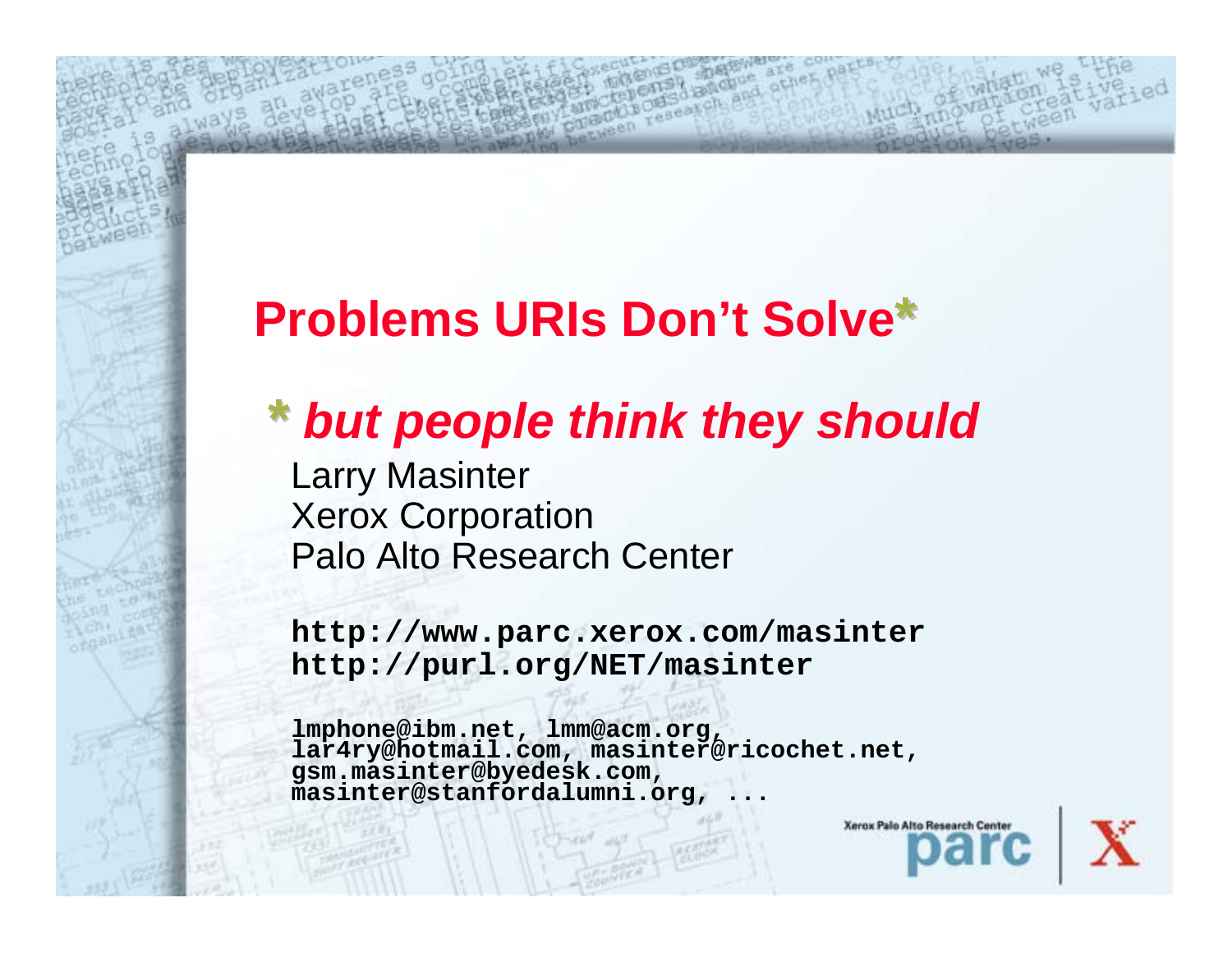# Problems URIs Don't Solve*

## * *but people think they should*

Larry Masinter
Xerox Corporation
Palo Alto Research Center

**http://www.parc.xerox.com/masinter**
**http://purl.org/NET/masinter**

**lmphone@ibm.net, lmm@acm.org, lar4ry@hotmail.com, masinter@ricochet.net, gsm.masinter@byedesk.com, masinter@stanfordalumni.org, ...**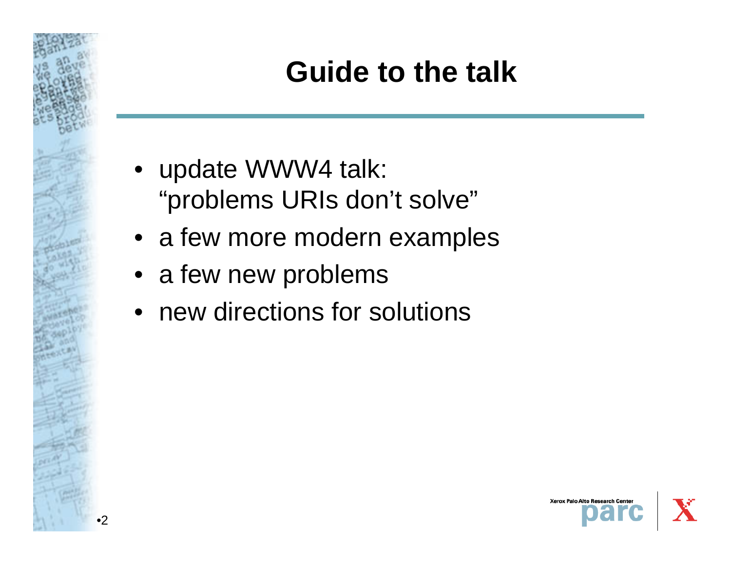# Guide to the talk

- update WWW4 talk:
  “problems URIs don’t solve”
- a few more modern examples
- a few new problems
- new directions for solutions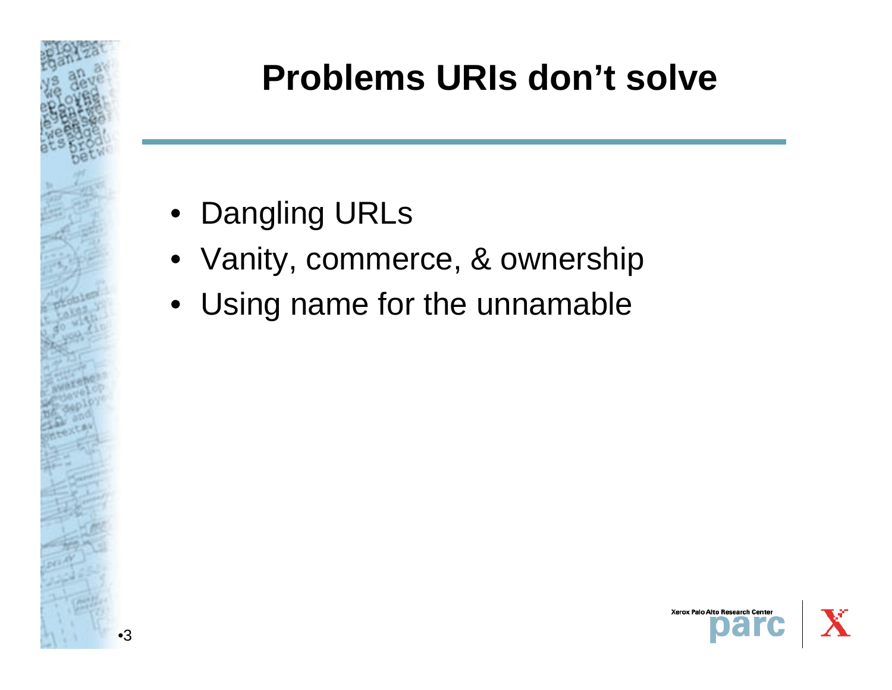# Problems URIs don't solve

- Dangling URLs
- Vanity, commerce, & ownership
- Using name for the unnamable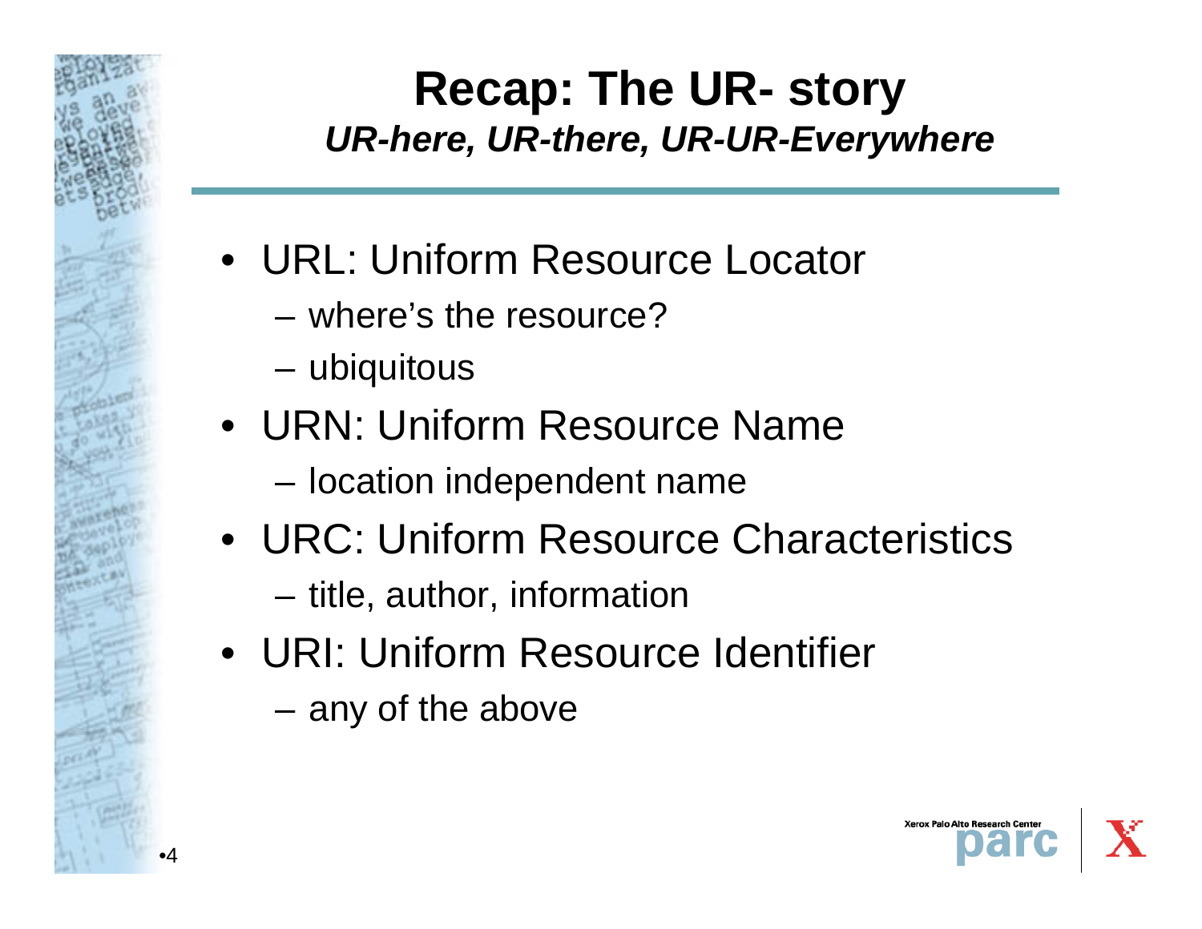# Recap: The UR- story

***UR-here, UR-there, UR-UR-Everywhere***

- URL: Uniform Resource Locator
  - where's the resource?
  - ubiquitous
- URN: Uniform Resource Name
  - location independent name
- URC: Uniform Resource Characteristics
  - title, author, information
- URI: Uniform Resource Identifier
  - any of the above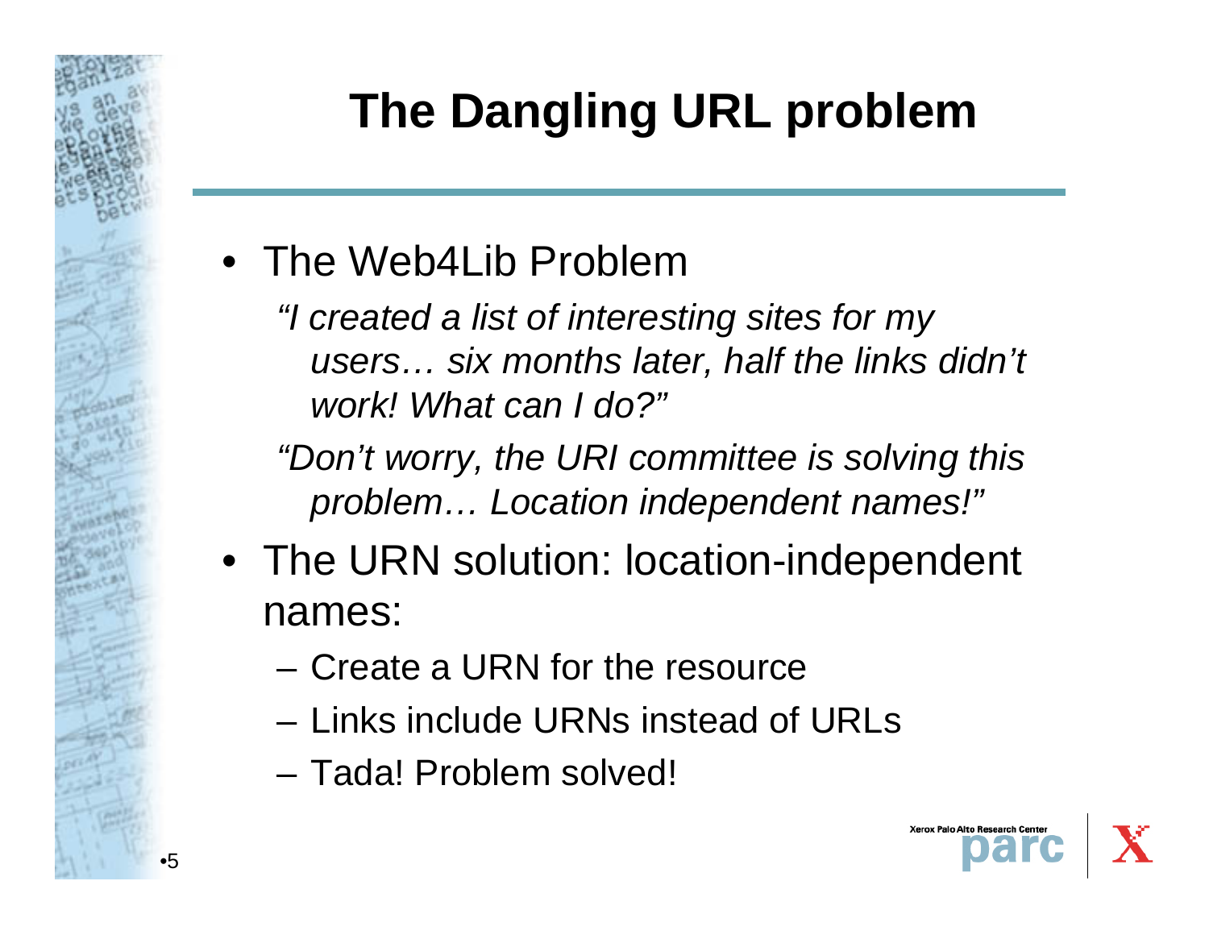# The Dangling URL problem

- The Web4Lib Problem

  *"I created a list of interesting sites for my users… six months later, half the links didn't work! What can I do?"*

  *"Don't worry, the URI committee is solving this problem… Location independent names!"*

- The URN solution: location-independent names:
  - Create a URN for the resource
  - Links include URNs instead of URLs
  - Tada! Problem solved!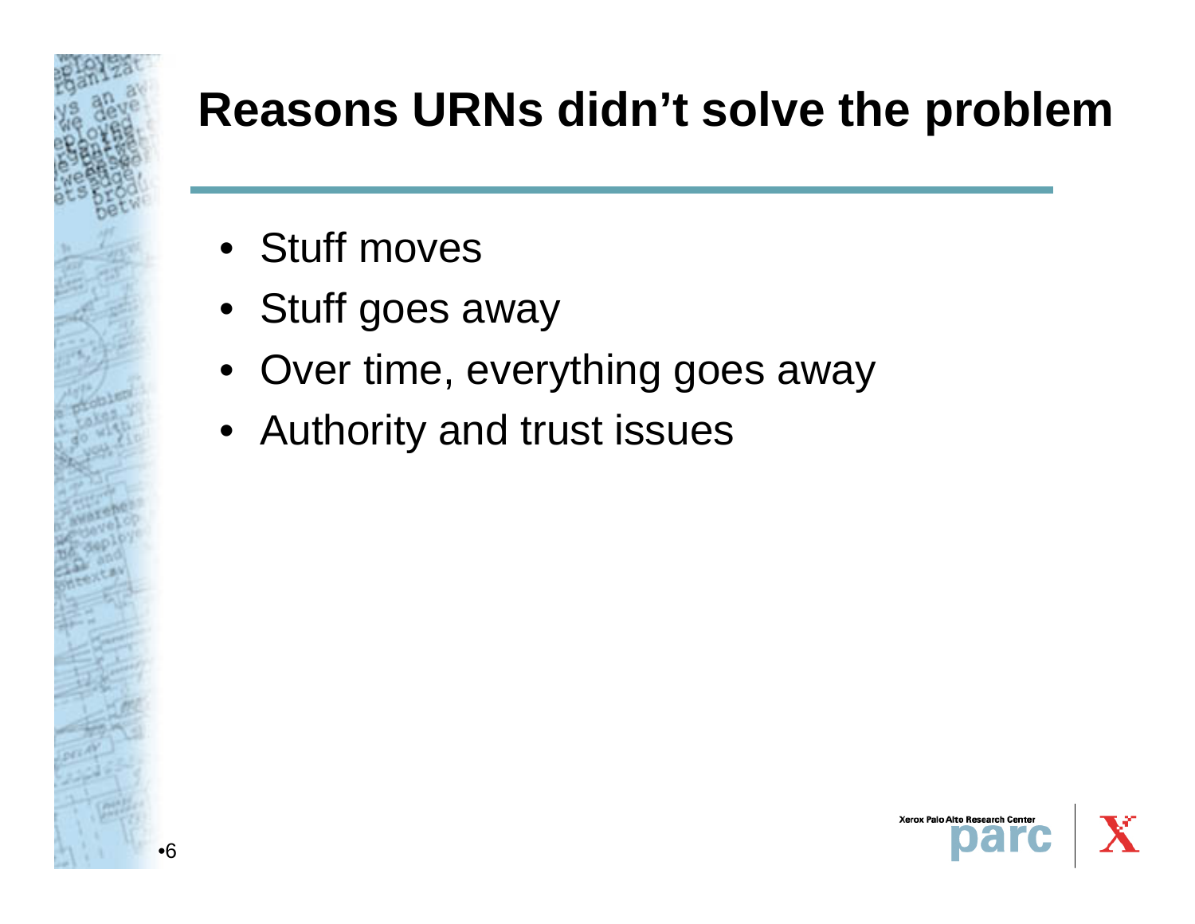# Reasons URNs didn't solve the problem

- Stuff moves
- Stuff goes away
- Over time, everything goes away
- Authority and trust issues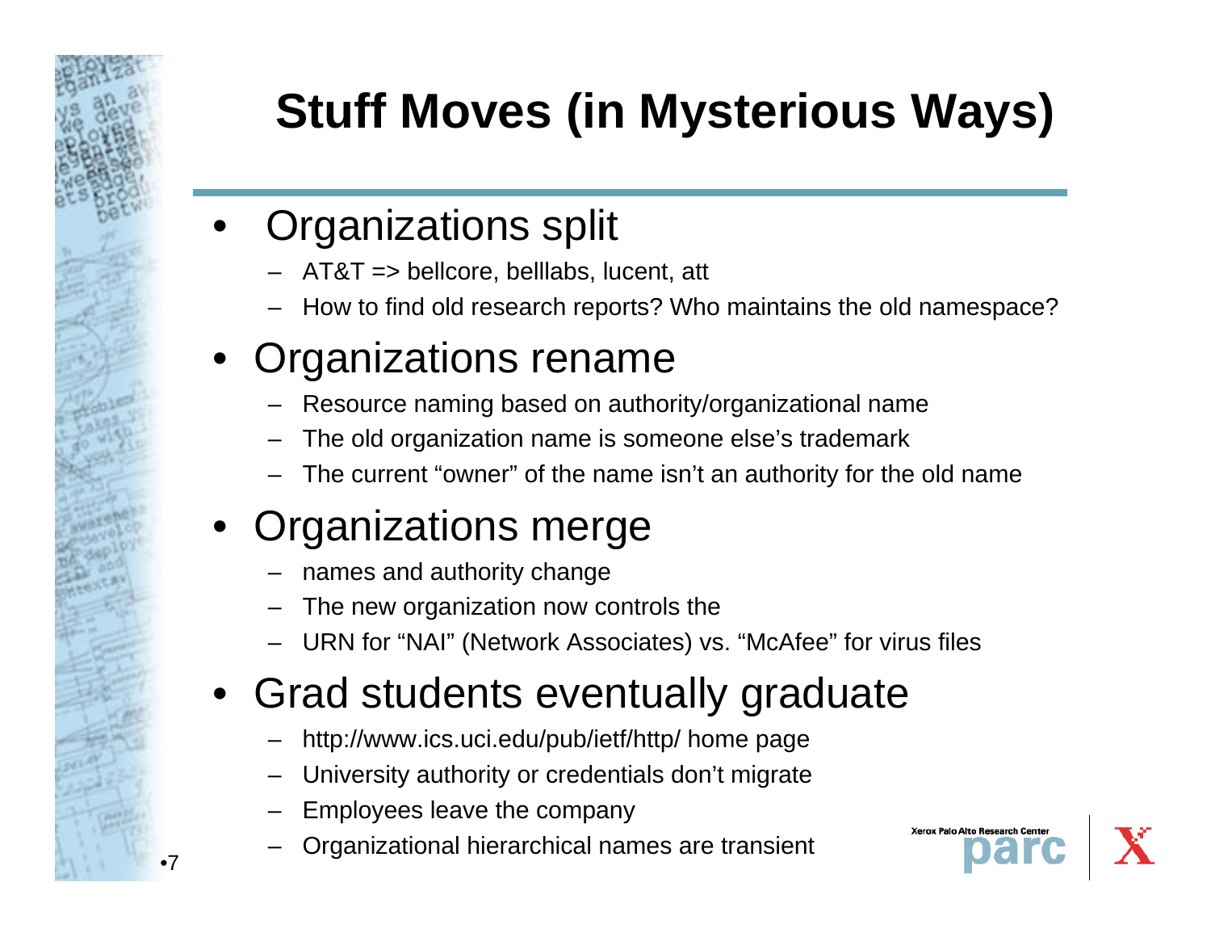# Stuff Moves (in Mysterious Ways)

- Organizations split
  - AT&T => bellcore, belllabs, lucent, att
  - How to find old research reports? Who maintains the old namespace?
- Organizations rename
  - Resource naming based on authority/organizational name
  - The old organization name is someone else's trademark
  - The current "owner" of the name isn't an authority for the old name
- Organizations merge
  - names and authority change
  - The new organization now controls the
  - URN for "NAI" (Network Associates) vs. "McAfee" for virus files
- Grad students eventually graduate
  - http://www.ics.uci.edu/pub/ietf/http/ home page
  - University authority or credentials don't migrate
  - Employees leave the company
  - Organizational hierarchical names are transient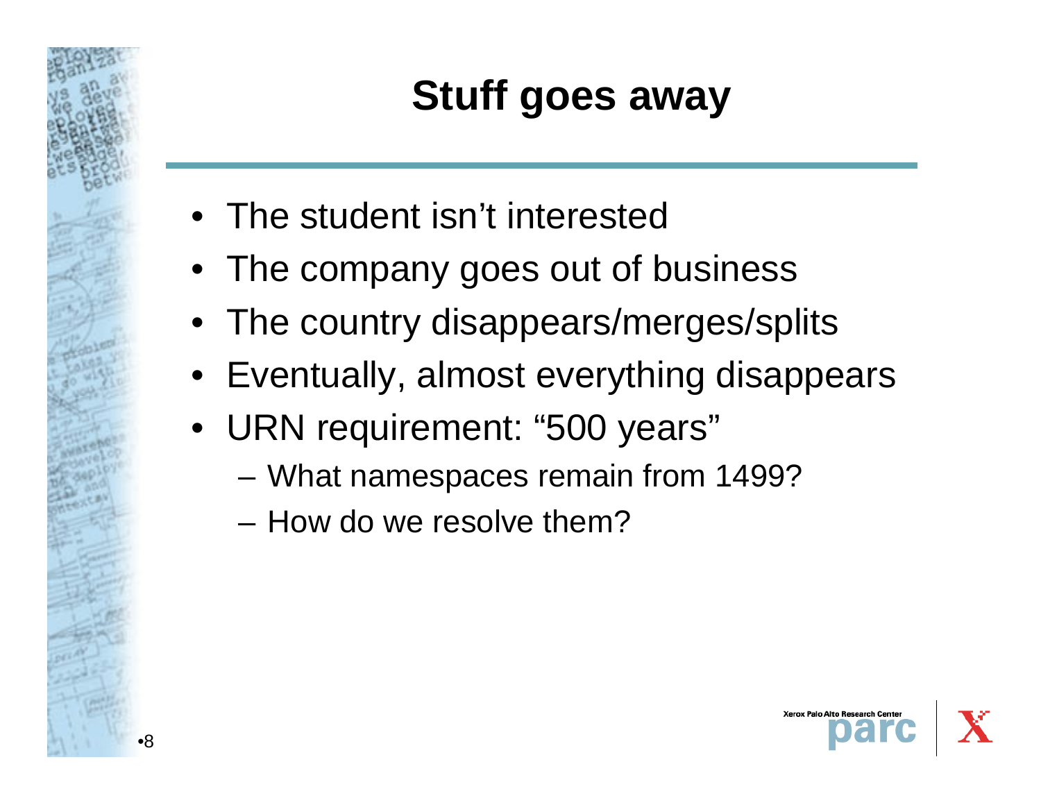# Stuff goes away

- The student isn't interested
- The company goes out of business
- The country disappears/merges/splits
- Eventually, almost everything disappears
- URN requirement: "500 years"
  - What namespaces remain from 1499?
  - How do we resolve them?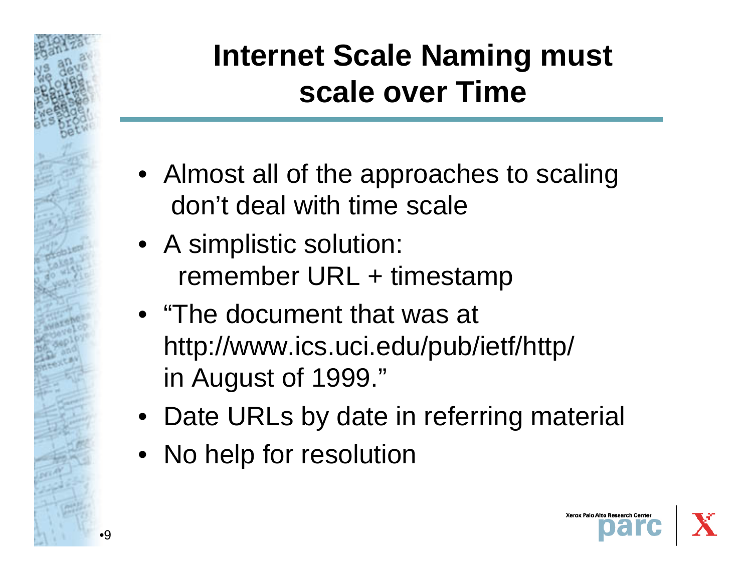# Internet Scale Naming must scale over Time

- Almost all of the approaches to scaling don't deal with time scale
- A simplistic solution: remember URL + timestamp
- "The document that was at http://www.ics.uci.edu/pub/ietf/http/ in August of 1999."
- Date URLs by date in referring material
- No help for resolution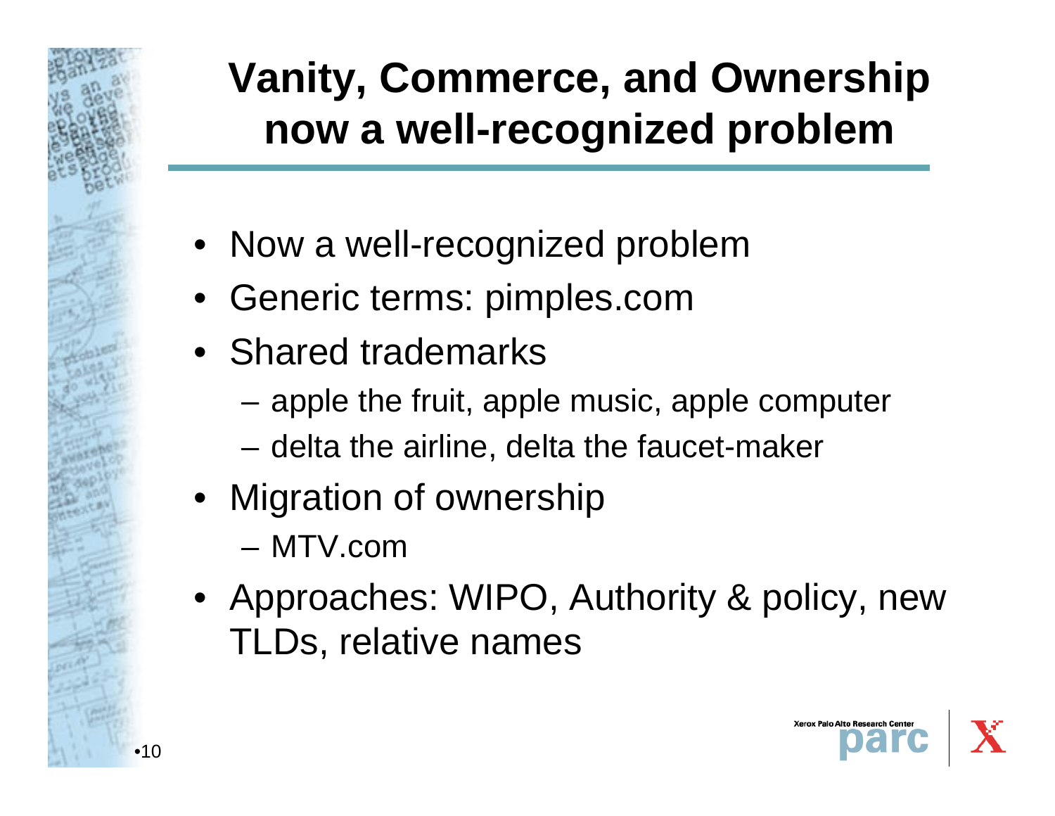# Vanity, Commerce, and Ownership now a well-recognized problem

- Now a well-recognized problem
- Generic terms: pimples.com
- Shared trademarks
  - apple the fruit, apple music, apple computer
  - delta the airline, delta the faucet-maker
- Migration of ownership
  - MTV.com
- Approaches: WIPO, Authority & policy, new TLDs, relative names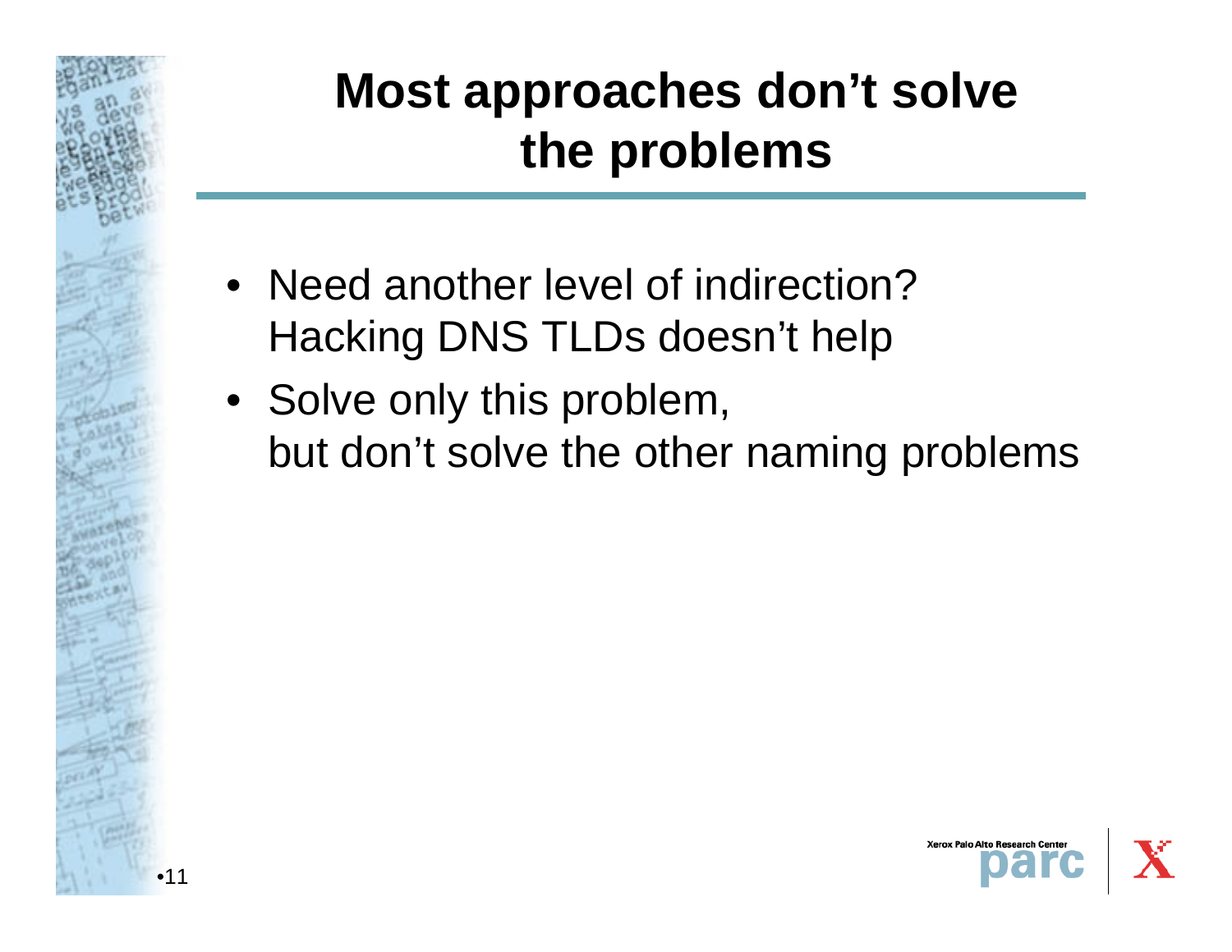# Most approaches don't solve the problems

- Need another level of indirection?
  Hacking DNS TLDs doesn't help
- Solve only this problem,
  but don't solve the other naming problems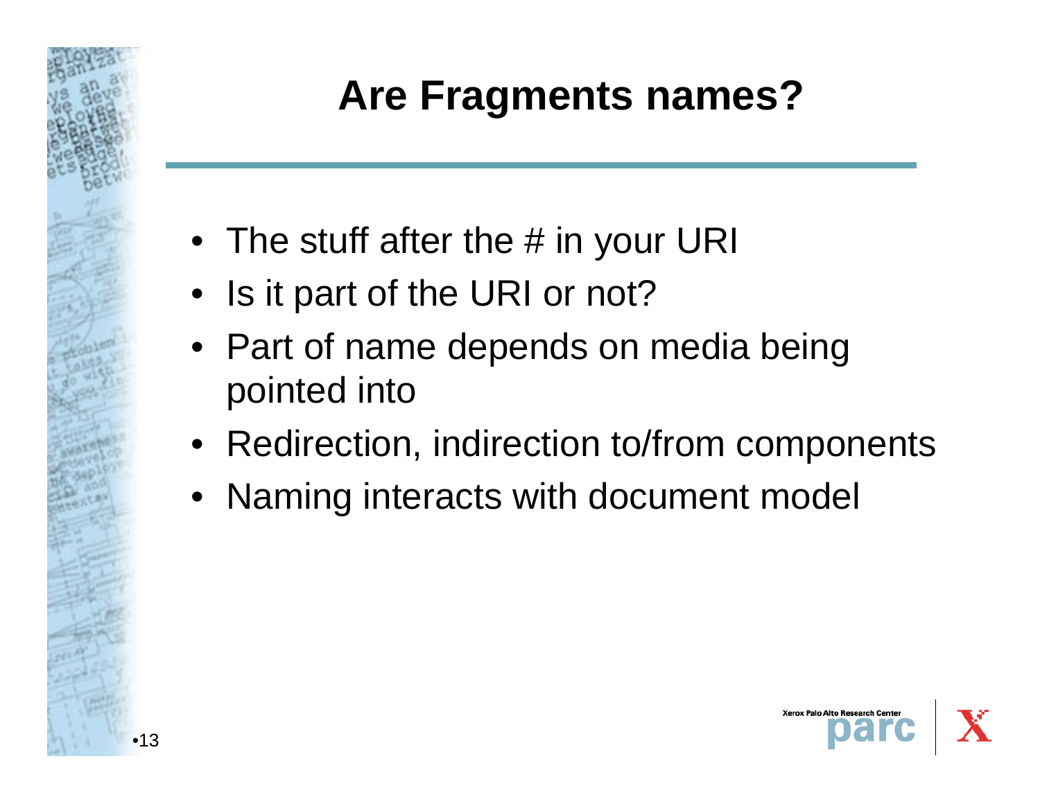# Are Fragments names?

- The stuff after the # in your URI
- Is it part of the URI or not?
- Part of name depends on media being pointed into
- Redirection, indirection to/from components
- Naming interacts with document model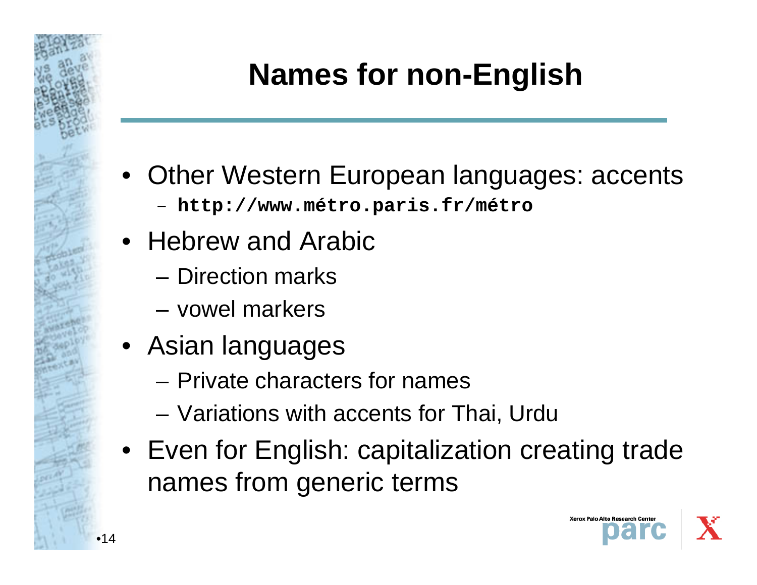# Names for non-English

- Other Western European languages: accents
  - **`http://www.métro.paris.fr/métro`**
- Hebrew and Arabic
  - Direction marks
  - vowel markers
- Asian languages
  - Private characters for names
  - Variations with accents for Thai, Urdu
- Even for English: capitalization creating trade names from generic terms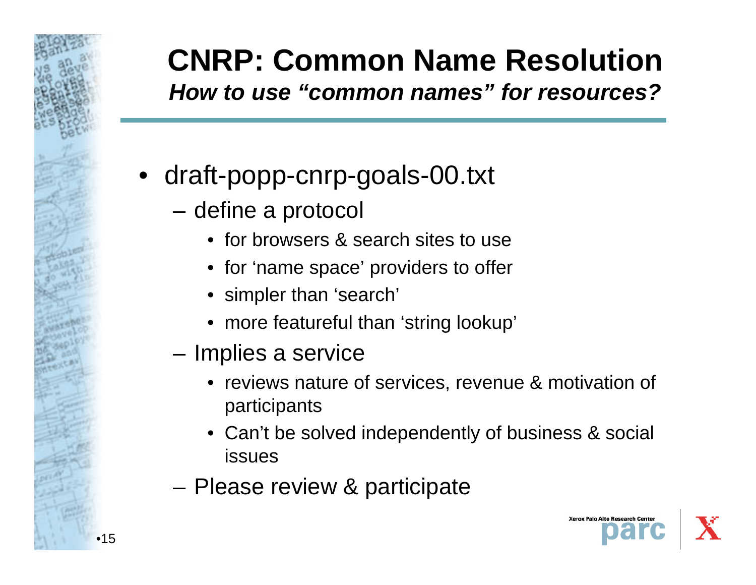# CNRP: Common Name Resolution

***How to use "common names" for resources?***

- draft-popp-cnrp-goals-00.txt
  - define a protocol
    - for browsers & search sites to use
    - for 'name space' providers to offer
    - simpler than 'search'
    - more featureful than 'string lookup'
  - Implies a service
    - reviews nature of services, revenue & motivation of participants
    - Can't be solved independently of business & social issues
  - Please review & participate